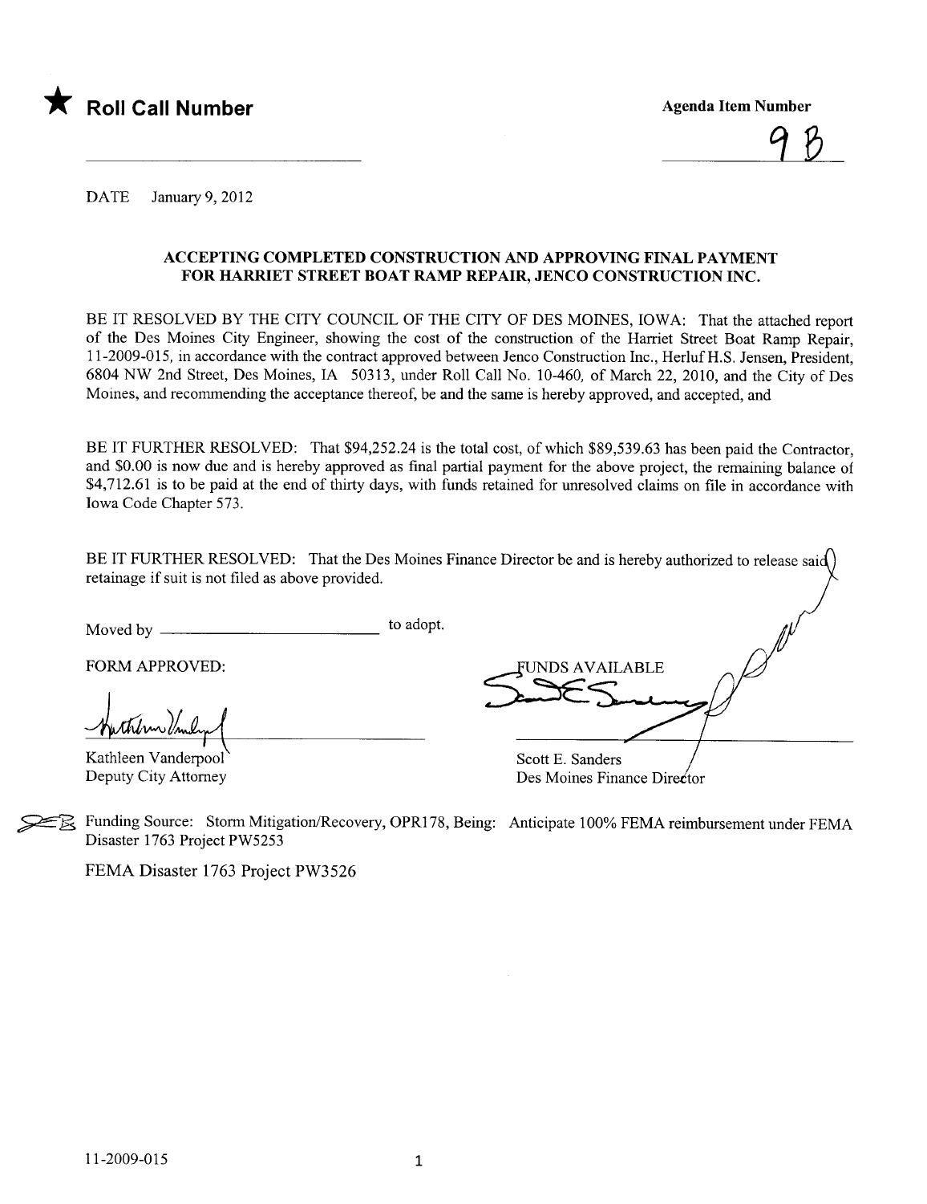★ **Roll Call Number**

**Agenda Item Number**

9 B

DATE January 9, 2012

**ACCEPTING COMPLETED CONSTRUCTION AND APPROVING FINAL PAYMENT FOR HARRIET STREET BOAT RAMP REPAIR, JENCO CONSTRUCTION INC.**

BE IT RESOLVED BY THE CITY COUNCIL OF THE CITY OF DES MOINES, IOWA: That the attached report of the Des Moines City Engineer, showing the cost of the construction of the Harriet Street Boat Ramp Repair, 11-2009-015, in accordance with the contract approved between Jenco Construction Inc., Herluf H.S. Jensen, President, 6804 NW 2nd Street, Des Moines, IA 50313, under Roll Call No. 10-460, of March 22, 2010, and the City of Des Moines, and recommending the acceptance thereof, be and the same is hereby approved, and accepted, and

BE IT FURTHER RESOLVED: That $94,252.24 is the total cost, of which $89,539.63 has been paid the Contractor, and $0.00 is now due and is hereby approved as final partial payment for the above project, the remaining balance of $4,712.61 is to be paid at the end of thirty days, with funds retained for unresolved claims on file in accordance with Iowa Code Chapter 573.

BE IT FURTHER RESOLVED: That the Des Moines Finance Director be and is hereby authorized to release said retainage if suit is not filed as above provided.

Moved by \_\_\_\_\_\_\_\_\_\_\_\_\_\_\_\_\_\_\_\_\_\_\_\_ to adopt.

FORM APPROVED:

Kathleen Vanderpool
Deputy City Attorney

FUNDS AVAILABLE

Scott E. Sanders
Des Moines Finance Director

Funding Source: Storm Mitigation/Recovery, OPR178, Being: Anticipate 100% FEMA reimbursement under FEMA Disaster 1763 Project PW5253

FEMA Disaster 1763 Project PW3526

11-2009-015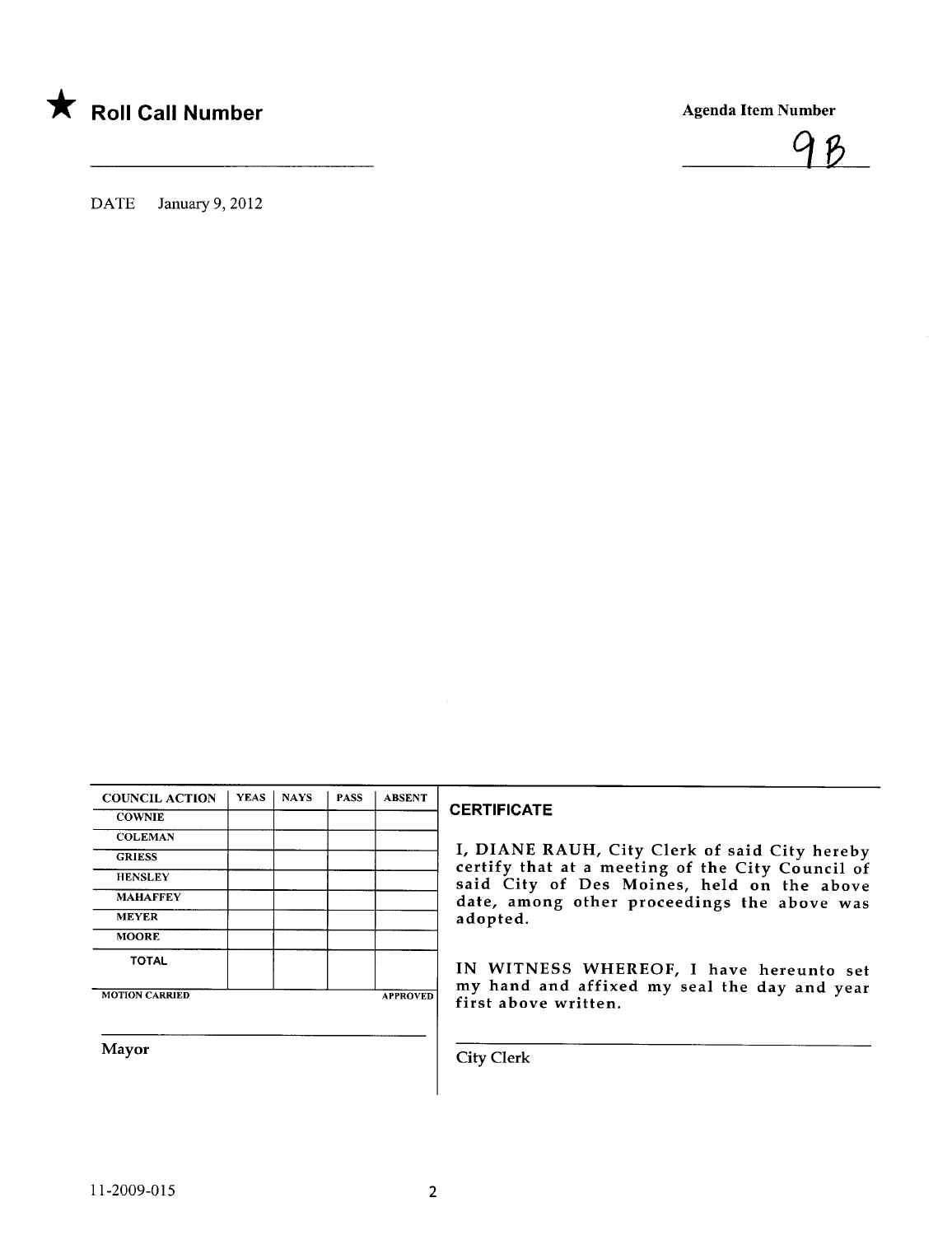★ **Roll Call Number**

______________________

**Agenda Item Number**

9B

DATE January 9, 2012

| COUNCIL ACTION | YEAS | NAYS | PASS | ABSENT |
|---|---|---|---|---|
| COWNIE | | | | |
| COLEMAN | | | | |
| GRIESS | | | | |
| HENSLEY | | | | |
| MAHAFFEY | | | | |
| MEYER | | | | |
| MOORE | | | | |
| TOTAL | | | | |

MOTION CARRIED APPROVED

______________________

Mayor

**CERTIFICATE**

I, DIANE RAUH, City Clerk of said City hereby certify that at a meeting of the City Council of said City of Des Moines, held on the above date, among other proceedings the above was adopted.

IN WITNESS WHEREOF, I have hereunto set my hand and affixed my seal the day and year first above written.

______________________

City Clerk

11-2009-015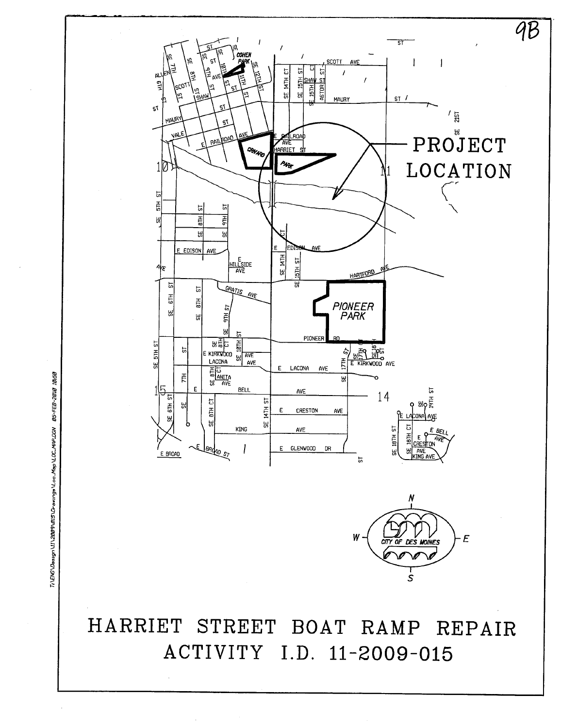9B

PROJECT LOCATION

# HARRIET STREET BOAT RAMP REPAIR
## ACTIVITY I.D. 11-2009-015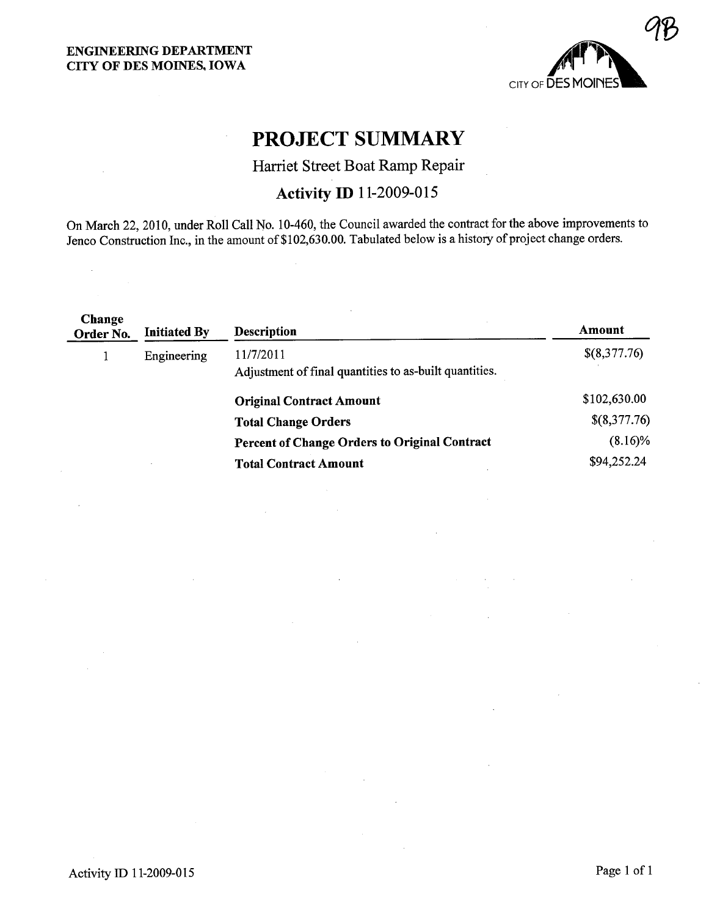9B

**ENGINEERING DEPARTMENT**
**CITY OF DES MOINES, IOWA**

CITY OF DES MOINES

# PROJECT SUMMARY

## Harriet Street Boat Ramp Repair

### Activity ID 11-2009-015

On March 22, 2010, under Roll Call No. 10-460, the Council awarded the contract for the above improvements to Jenco Construction Inc., in the amount of $102,630.00. Tabulated below is a history of project change orders.

| Change Order No. | Initiated By | Description | Amount |
|---|---|---|---|
| 1 | Engineering | 11/7/2011<br>Adjustment of final quantities to as-built quantities. | $(8,377.76) |
| | | **Original Contract Amount** | $102,630.00 |
| | | **Total Change Orders** | $(8,377.76) |
| | | **Percent of Change Orders to Original Contract** | (8.16)% |
| | | **Total Contract Amount** | $94,252.24 |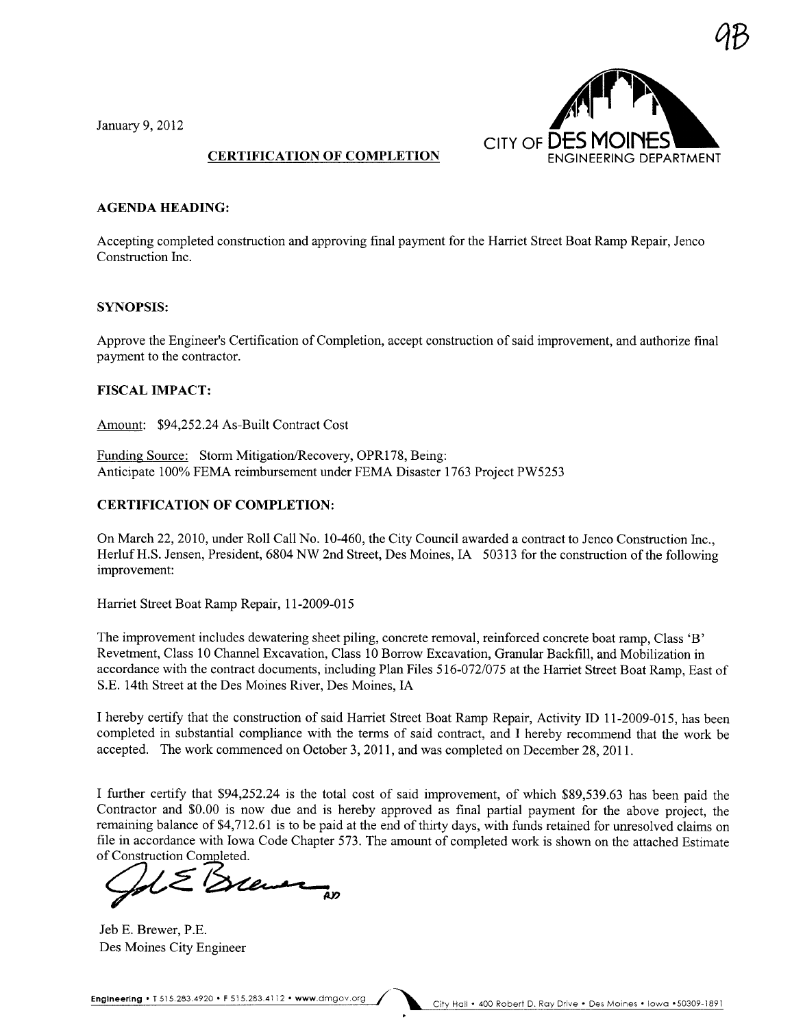9B

January 9, 2012

CITY OF DES MOINES
ENGINEERING DEPARTMENT

## CERTIFICATION OF COMPLETION

### AGENDA HEADING:

Accepting completed construction and approving final payment for the Harriet Street Boat Ramp Repair, Jenco Construction Inc.

### SYNOPSIS:

Approve the Engineer's Certification of Completion, accept construction of said improvement, and authorize final payment to the contractor.

### FISCAL IMPACT:

Amount: $94,252.24 As-Built Contract Cost

Funding Source: Storm Mitigation/Recovery, OPR178, Being:
Anticipate 100% FEMA reimbursement under FEMA Disaster 1763 Project PW5253

### CERTIFICATION OF COMPLETION:

On March 22, 2010, under Roll Call No. 10-460, the City Council awarded a contract to Jenco Construction Inc., Herluf H.S. Jensen, President, 6804 NW 2nd Street, Des Moines, IA 50313 for the construction of the following improvement:

Harriet Street Boat Ramp Repair, 11-2009-015

The improvement includes dewatering sheet piling, concrete removal, reinforced concrete boat ramp, Class 'B' Revetment, Class 10 Channel Excavation, Class 10 Borrow Excavation, Granular Backfill, and Mobilization in accordance with the contract documents, including Plan Files 516-072/075 at the Harriet Street Boat Ramp, East of S.E. 14th Street at the Des Moines River, Des Moines, IA

I hereby certify that the construction of said Harriet Street Boat Ramp Repair, Activity ID 11-2009-015, has been completed in substantial compliance with the terms of said contract, and I hereby recommend that the work be accepted. The work commenced on October 3, 2011, and was completed on December 28, 2011.

I further certify that $94,252.24 is the total cost of said improvement, of which $89,539.63 has been paid the Contractor and $0.00 is now due and is hereby approved as final partial payment for the above project, the remaining balance of $4,712.61 is to be paid at the end of thirty days, with funds retained for unresolved claims on file in accordance with Iowa Code Chapter 573. The amount of completed work is shown on the attached Estimate of Construction Completed.

Jeb E. Brewer, P.E.
Des Moines City Engineer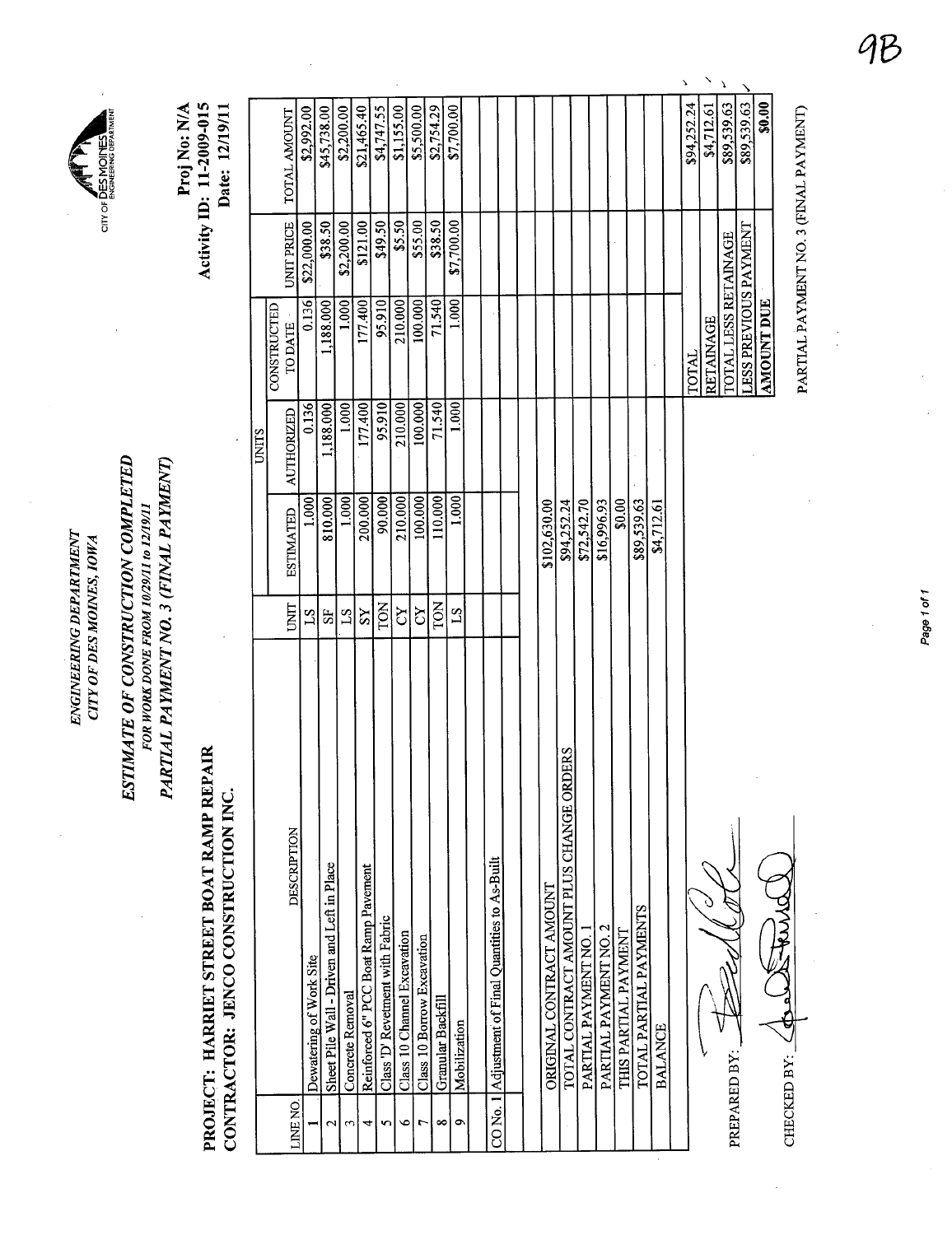9B

CITY OF DES MOINES ENGINEERING DEPARTMENT

*ENGINEERING DEPARTMENT*
*CITY OF DES MOINES, IOWA*

## *ESTIMATE OF CONSTRUCTION COMPLETED*

*FOR WORK DONE FROM 10/29/11 to 12/19/11*

*PARTIAL PAYMENT NO. 3 (FINAL PAYMENT)*

**PROJECT: HARRIET STREET BOAT RAMP REPAIR**
**CONTRACTOR: JENCO CONSTRUCTION INC.**

**Proj No: N/A**
**Activity ID: 11-2009-015**
**Date: 12/19/11**

| LINE NO. | DESCRIPTION | UNIT | UNITS ESTIMATED | UNITS AUTHORIZED | CONSTRUCTED TO DATE | UNIT PRICE | TOTAL AMOUNT |
|---|---|---|---|---|---|---|---|
| 1 | Dewatering of Work Site | LS | 1.000 | 0.136 | 0.136 | $22,000.00 | $2,992.00 |
| 2 | Sheet Pile Wall - Driven and Left in Place | SF | 810.000 | 1,188.000 | 1,188.000 | $38.50 | $45,738.00 |
| 3 | Concrete Removal | LS | 1.000 | 1.000 | 1.000 | $2,200.00 | $2,200.00 |
| 4 | Reinforced 6" PCC Boat Ramp Pavement | SY | 200.000 | 177.400 | 177.400 | $121.00 | $21,465.40 |
| 5 | Class 'D' Revetment with Fabric | TON | 90.000 | 95.910 | 95.910 | $49.50 | $4,747.55 |
| 6 | Class 10 Channel Excavation | CY | 210.000 | 210.000 | 210.000 | $5.50 | $1,155.00 |
| 7 | Class 10 Borrow Excavation | CY | 100.000 | 100.000 | 100.000 | $55.00 | $5,500.00 |
| 8 | Granular Backfill | TON | 110.000 | 71.540 | 71.540 | $38.50 | $2,754.29 |
| 9 | Mobilization | LS | 1.000 | 1.000 | 1.000 | $7,700.00 | $7,700.00 |
| | | | | | | | |
| CO No. 1 | Adjustment of Final Quantities to As-Built | | | | | | |
| | | | | | | | |
| | ORIGINAL CONTRACT AMOUNT | | $102,630.00 | | | | |
| | TOTAL CONTRACT AMOUNT PLUS CHANGE ORDERS | | $94,252.24 | | | | |
| | PARTIAL PAYMENT NO. 1 | | $72,542.70 | | | | |
| | PARTIAL PAYMENT NO. 2 | | $16,996.93 | | | | |
| | THIS PARTIAL PAYMENT | | $0.00 | | | | |
| | TOTAL PARTIAL PAYMENTS | | $89,539.63 | | | | |
| | BALANCE | | $4,712.61 | | | | |
| | | | | | TOTAL | | $94,252.24 |
| | | | | | RETAINAGE | | $4,712.61 |
| | | | | | TOTAL LESS RETAINAGE | | $89,539.63 |
| | | | | | LESS PREVIOUS PAYMENT | | $89,539.63 |
| | | | | | AMOUNT DUE | | $0.00 |

PREPARED BY: [signature]

CHECKED BY: [signature]

PARTIAL PAYMENT NO. 3 (FINAL PAYMENT)